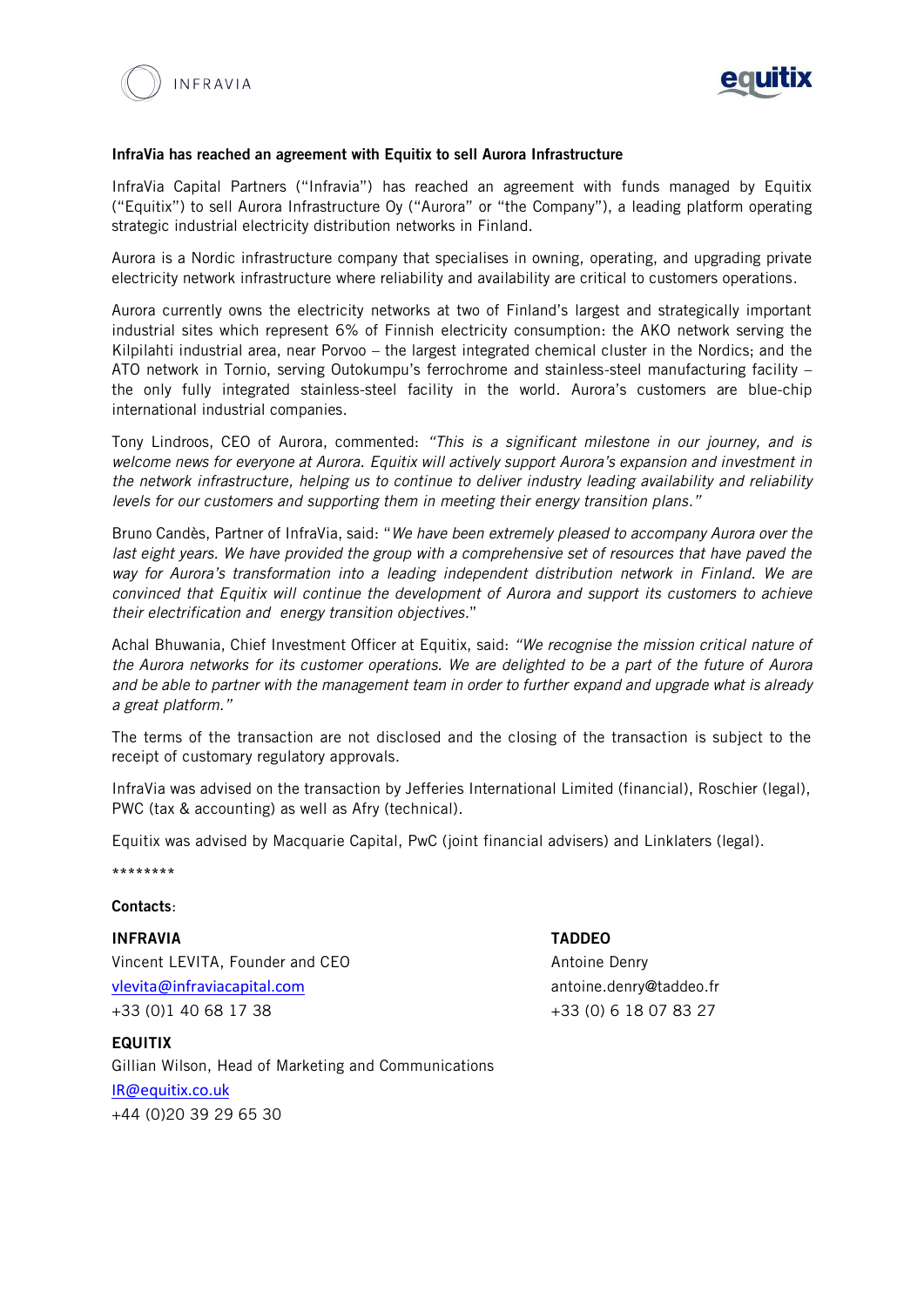INFRAVIA

equitix

**InfraVia has reached an agreement with Equitix to sell Aurora Infrastructure**

InfraVia Capital Partners ("Infravia") has reached an agreement with funds managed by Equitix ("Equitix") to sell Aurora Infrastructure Oy ("Aurora" or "the Company"), a leading platform operating strategic industrial electricity distribution networks in Finland.

Aurora is a Nordic infrastructure company that specialises in owning, operating, and upgrading private electricity network infrastructure where reliability and availability are critical to customers operations.

Aurora currently owns the electricity networks at two of Finland's largest and strategically important industrial sites which represent 6% of Finnish electricity consumption: the AKO network serving the Kilpilahti industrial area, near Porvoo – the largest integrated chemical cluster in the Nordics; and the ATO network in Tornio, serving Outokumpu's ferrochrome and stainless-steel manufacturing facility – the only fully integrated stainless-steel facility in the world. Aurora's customers are blue-chip international industrial companies.

Tony Lindroos, CEO of Aurora, commented: *"This is a significant milestone in our journey, and is welcome news for everyone at Aurora. Equitix will actively support Aurora's expansion and investment in the network infrastructure, helping us to continue to deliver industry leading availability and reliability levels for our customers and supporting them in meeting their energy transition plans."*

Bruno Candès, Partner of InfraVia, said: "*We have been extremely pleased to accompany Aurora over the last eight years. We have provided the group with a comprehensive set of resources that have paved the way for Aurora's transformation into a leading independent distribution network in Finland. We are convinced that Equitix will continue the development of Aurora and support its customers to achieve their electrification and energy transition objectives.*"

Achal Bhuwania, Chief Investment Officer at Equitix, said: *"We recognise the mission critical nature of the Aurora networks for its customer operations. We are delighted to be a part of the future of Aurora and be able to partner with the management team in order to further expand and upgrade what is already a great platform."*

The terms of the transaction are not disclosed and the closing of the transaction is subject to the receipt of customary regulatory approvals.

InfraVia was advised on the transaction by Jefferies International Limited (financial), Roschier (legal), PWC (tax & accounting) as well as Afry (technical).

Equitix was advised by Macquarie Capital, PwC (joint financial advisers) and Linklaters (legal).

********

**Contacts**:

**INFRAVIA**
Vincent LEVITA, Founder and CEO
vlevita@infraviacapital.com
+33 (0)1 40 68 17 38

**TADDEO**
Antoine Denry
antoine.denry@taddeo.fr
+33 (0) 6 18 07 83 27

**EQUITIX**
Gillian Wilson, Head of Marketing and Communications
IR@equitix.co.uk
+44 (0)20 39 29 65 30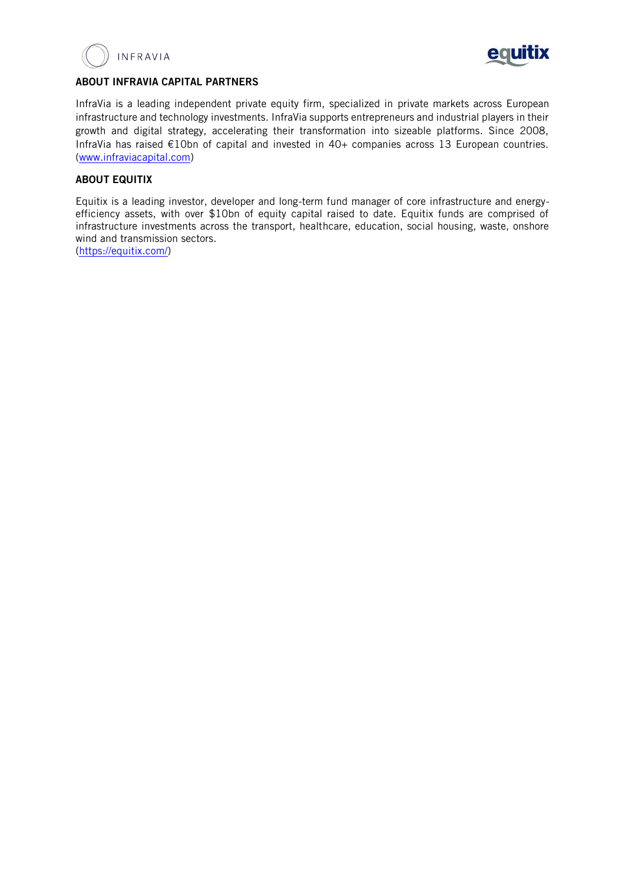## ABOUT INFRAVIA CAPITAL PARTNERS

InfraVia is a leading independent private equity firm, specialized in private markets across European infrastructure and technology investments. InfraVia supports entrepreneurs and industrial players in their growth and digital strategy, accelerating their transformation into sizeable platforms. Since 2008, InfraVia has raised €10bn of capital and invested in 40+ companies across 13 European countries. ([www.infraviacapital.com](www.infraviacapital.com))

## ABOUT EQUITIX

Equitix is a leading investor, developer and long-term fund manager of core infrastructure and energy-efficiency assets, with over $10bn of equity capital raised to date. Equitix funds are comprised of infrastructure investments across the transport, healthcare, education, social housing, waste, onshore wind and transmission sectors.
([https://equitix.com/](https://equitix.com/))